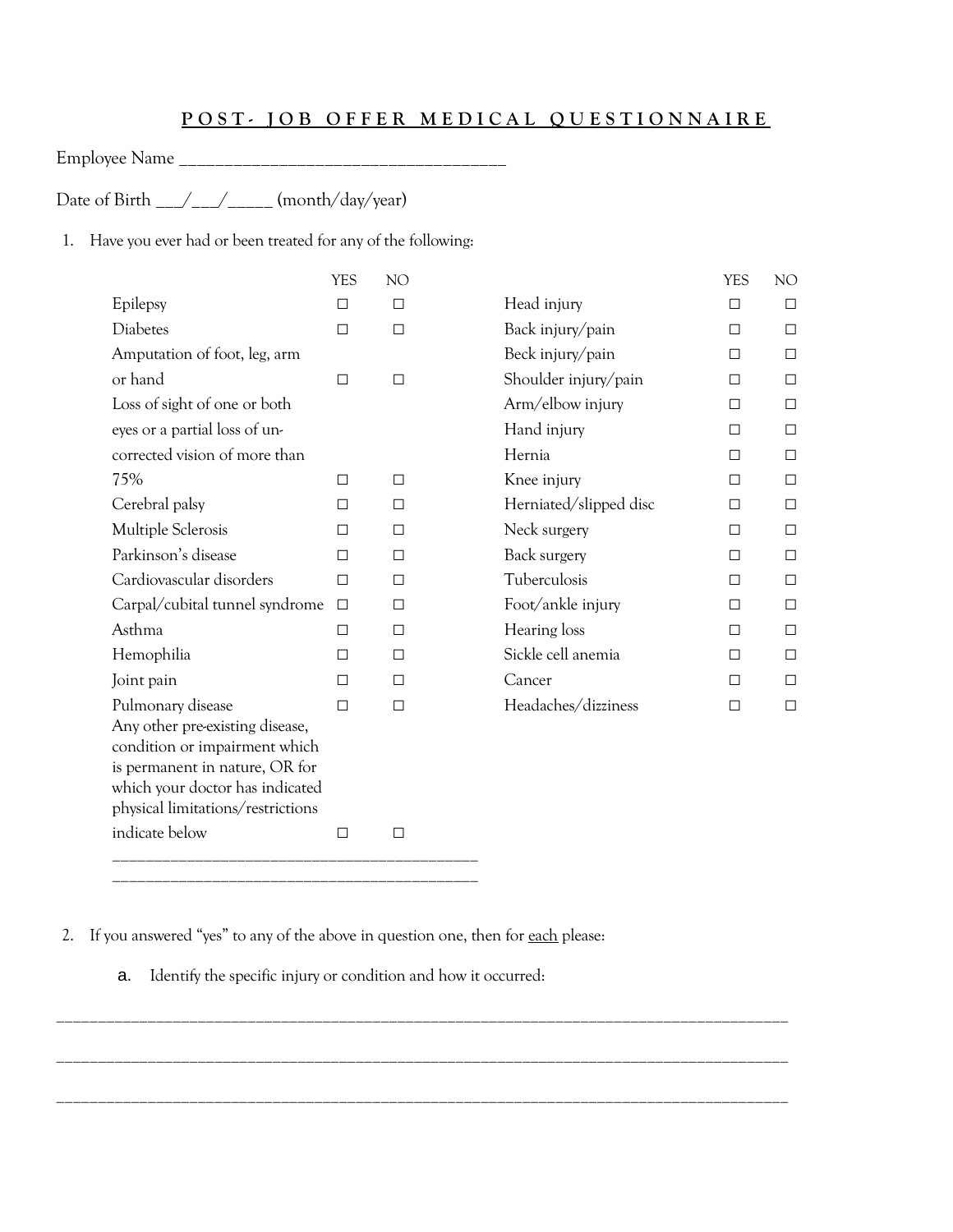# POST- JOB OFFER MEDICAL QUESTIONNAIRE

Employee Name ______________________________________

Date of Birth ___/___/_____ (month/day/year)

1. Have you ever had or been treated for any of the following:

| | YES | NO | | YES | NO |
|---|---|---|---|---|---|
| Epilepsy | ☐ | ☐ | Head injury | ☐ | ☐ |
| Diabetes | ☐ | ☐ | Back injury/pain | ☐ | ☐ |
| Amputation of foot, leg, arm or hand | ☐ | ☐ | Beck injury/pain | ☐ | ☐ |
| | | | Shoulder injury/pain | ☐ | ☐ |
| Loss of sight of one or both eyes or a partial loss of un-corrected vision of more than 75% | ☐ | ☐ | Arm/elbow injury | ☐ | ☐ |
| | | | Hand injury | ☐ | ☐ |
| | | | Hernia | ☐ | ☐ |
| | | | Knee injury | ☐ | ☐ |
| Cerebral palsy | ☐ | ☐ | Herniated/slipped disc | ☐ | ☐ |
| Multiple Sclerosis | ☐ | ☐ | Neck surgery | ☐ | ☐ |
| Parkinson's disease | ☐ | ☐ | Back surgery | ☐ | ☐ |
| Cardiovascular disorders | ☐ | ☐ | Tuberculosis | ☐ | ☐ |
| Carpal/cubital tunnel syndrome | ☐ | ☐ | Foot/ankle injury | ☐ | ☐ |
| Asthma | ☐ | ☐ | Hearing loss | ☐ | ☐ |
| Hemophilia | ☐ | ☐ | Sickle cell anemia | ☐ | ☐ |
| Joint pain | ☐ | ☐ | Cancer | ☐ | ☐ |
| Pulmonary disease | ☐ | ☐ | Headaches/dizziness | ☐ | ☐ |
| Any other pre-existing disease, condition or impairment which is permanent in nature, OR for which your doctor has indicated physical limitations/restrictions indicate below | ☐ | ☐ | | | |

____________________________________________

____________________________________________

2. If you answered "yes" to any of the above in question one, then for <u>each</u> please:

   a. Identify the specific injury or condition and how it occurred:

_____________________________________________________________________________________________

_____________________________________________________________________________________________

_____________________________________________________________________________________________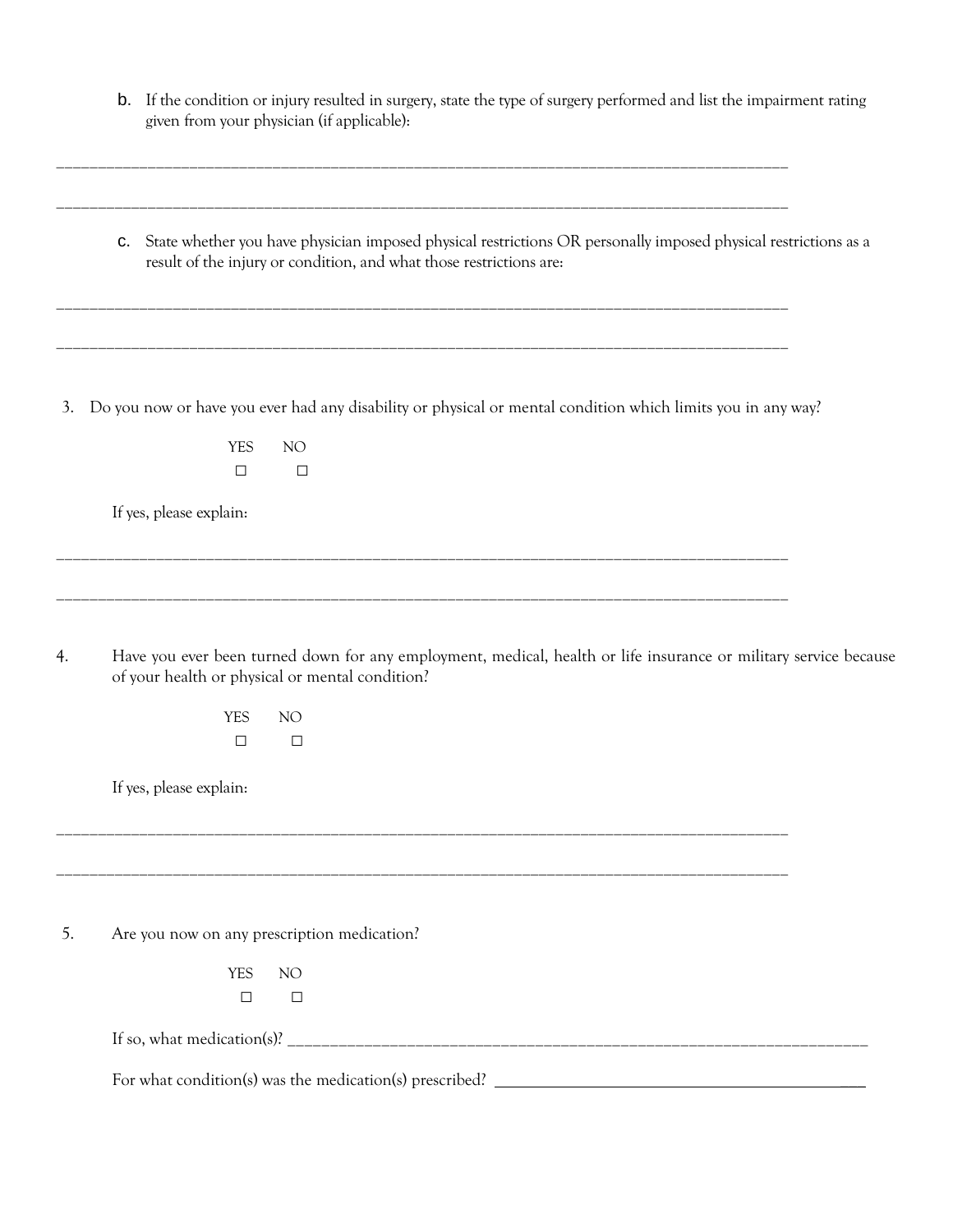b. If the condition or injury resulted in surgery, state the type of surgery performed and list the impairment rating given from your physician (if applicable):

_____________________________________________________________________________________________

_____________________________________________________________________________________________

c. State whether you have physician imposed physical restrictions OR personally imposed physical restrictions as a result of the injury or condition, and what those restrictions are:

_____________________________________________________________________________________________

_____________________________________________________________________________________________

3. Do you now or have you ever had any disability or physical or mental condition which limits you in any way?

| YES | NO |
|---|---|
| ☐ | ☐ |

If yes, please explain:

_____________________________________________________________________________________________

_____________________________________________________________________________________________

4. Have you ever been turned down for any employment, medical, health or life insurance or military service because of your health or physical or mental condition?

| YES | NO |
|---|---|
| ☐ | ☐ |

If yes, please explain:

_____________________________________________________________________________________________

_____________________________________________________________________________________________

5. Are you now on any prescription medication?

| YES | NO |
|---|---|
| ☐ | ☐ |

If so, what medication(s)? ________________________________________________________________________

For what condition(s) was the medication(s) prescribed? ______________________________________________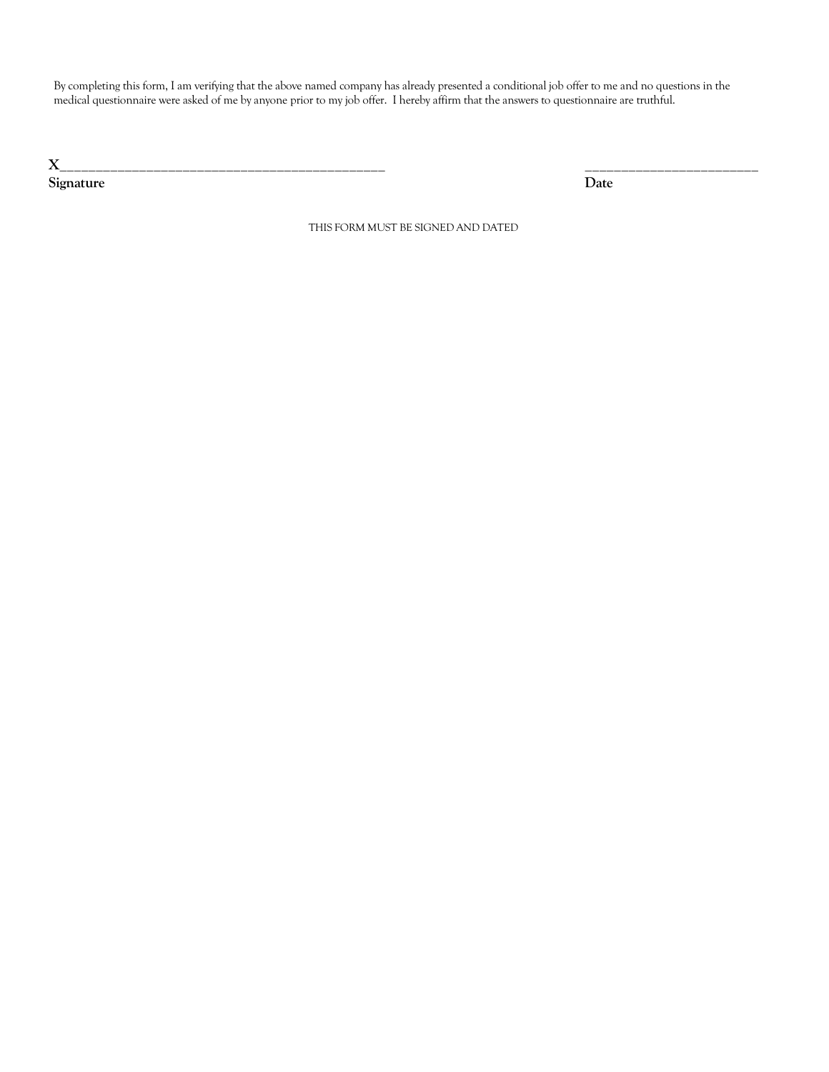By completing this form, I am verifying that the above named company has already presented a conditional job offer to me and no questions in the medical questionnaire were asked of me by anyone prior to my job offer. I hereby affirm that the answers to questionnaire are truthful.

**X**______________________________________________ ________________________
**Signature** **Date**

THIS FORM MUST BE SIGNED AND DATED